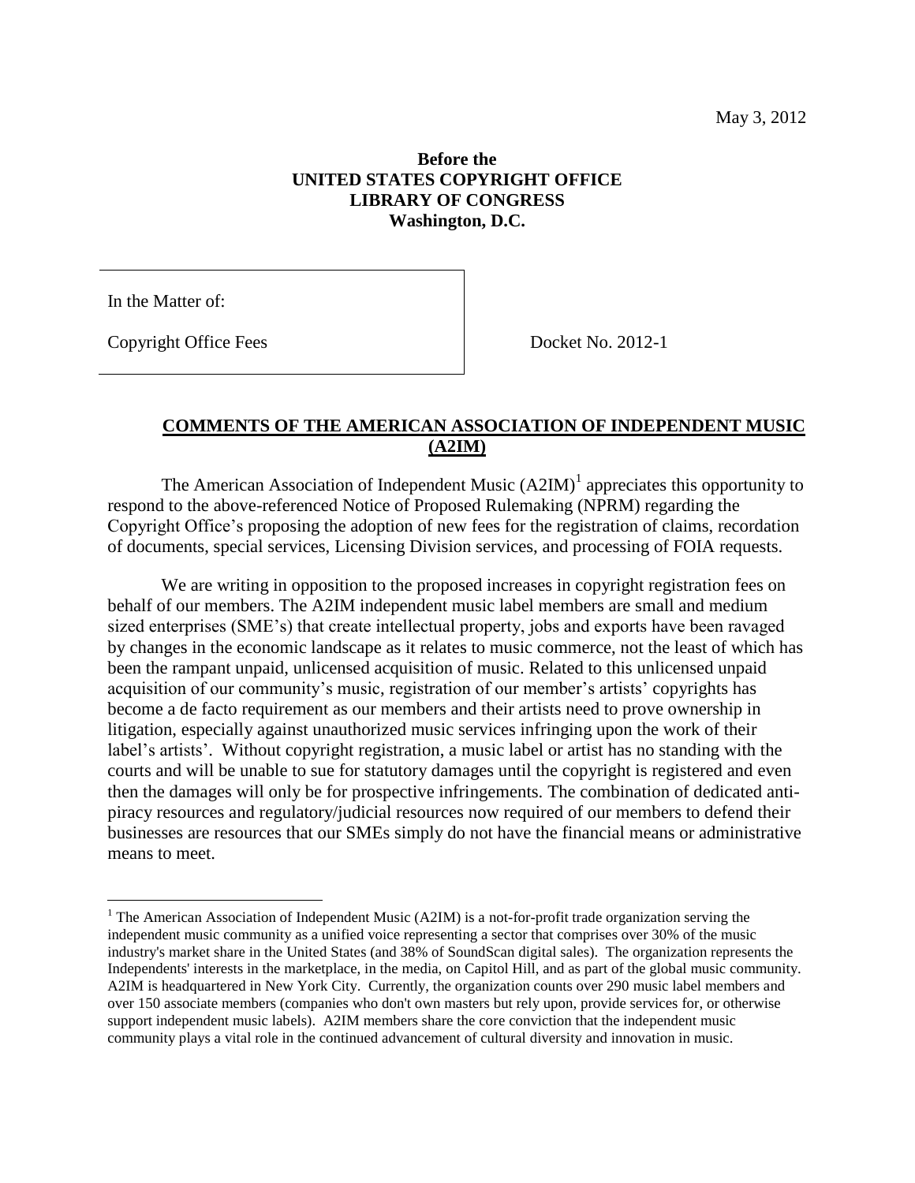May 3, 2012

**Before the**
**UNITED STATES COPYRIGHT OFFICE**
**LIBRARY OF CONGRESS**
**Washington, D.C.**

| In the Matter of: | |
|---|---|
| Copyright Office Fees | Docket No. 2012-1 |

## COMMENTS OF THE AMERICAN ASSOCIATION OF INDEPENDENT MUSIC (A2IM)

The American Association of Independent Music (A2IM)[1] appreciates this opportunity to respond to the above-referenced Notice of Proposed Rulemaking (NPRM) regarding the Copyright Office's proposing the adoption of new fees for the registration of claims, recordation of documents, special services, Licensing Division services, and processing of FOIA requests.

We are writing in opposition to the proposed increases in copyright registration fees on behalf of our members. The A2IM independent music label members are small and medium sized enterprises (SME's) that create intellectual property, jobs and exports have been ravaged by changes in the economic landscape as it relates to music commerce, not the least of which has been the rampant unpaid, unlicensed acquisition of music. Related to this unlicensed unpaid acquisition of our community's music, registration of our member's artists' copyrights has become a de facto requirement as our members and their artists need to prove ownership in litigation, especially against unauthorized music services infringing upon the work of their label's artists'. Without copyright registration, a music label or artist has no standing with the courts and will be unable to sue for statutory damages until the copyright is registered and even then the damages will only be for prospective infringements. The combination of dedicated anti-piracy resources and regulatory/judicial resources now required of our members to defend their businesses are resources that our SMEs simply do not have the financial means or administrative means to meet.

---

[1] The American Association of Independent Music (A2IM) is a not-for-profit trade organization serving the independent music community as a unified voice representing a sector that comprises over 30% of the music industry's market share in the United States (and 38% of SoundScan digital sales). The organization represents the Independents' interests in the marketplace, in the media, on Capitol Hill, and as part of the global music community. A2IM is headquartered in New York City. Currently, the organization counts over 290 music label members and over 150 associate members (companies who don't own masters but rely upon, provide services for, or otherwise support independent music labels). A2IM members share the core conviction that the independent music community plays a vital role in the continued advancement of cultural diversity and innovation in music.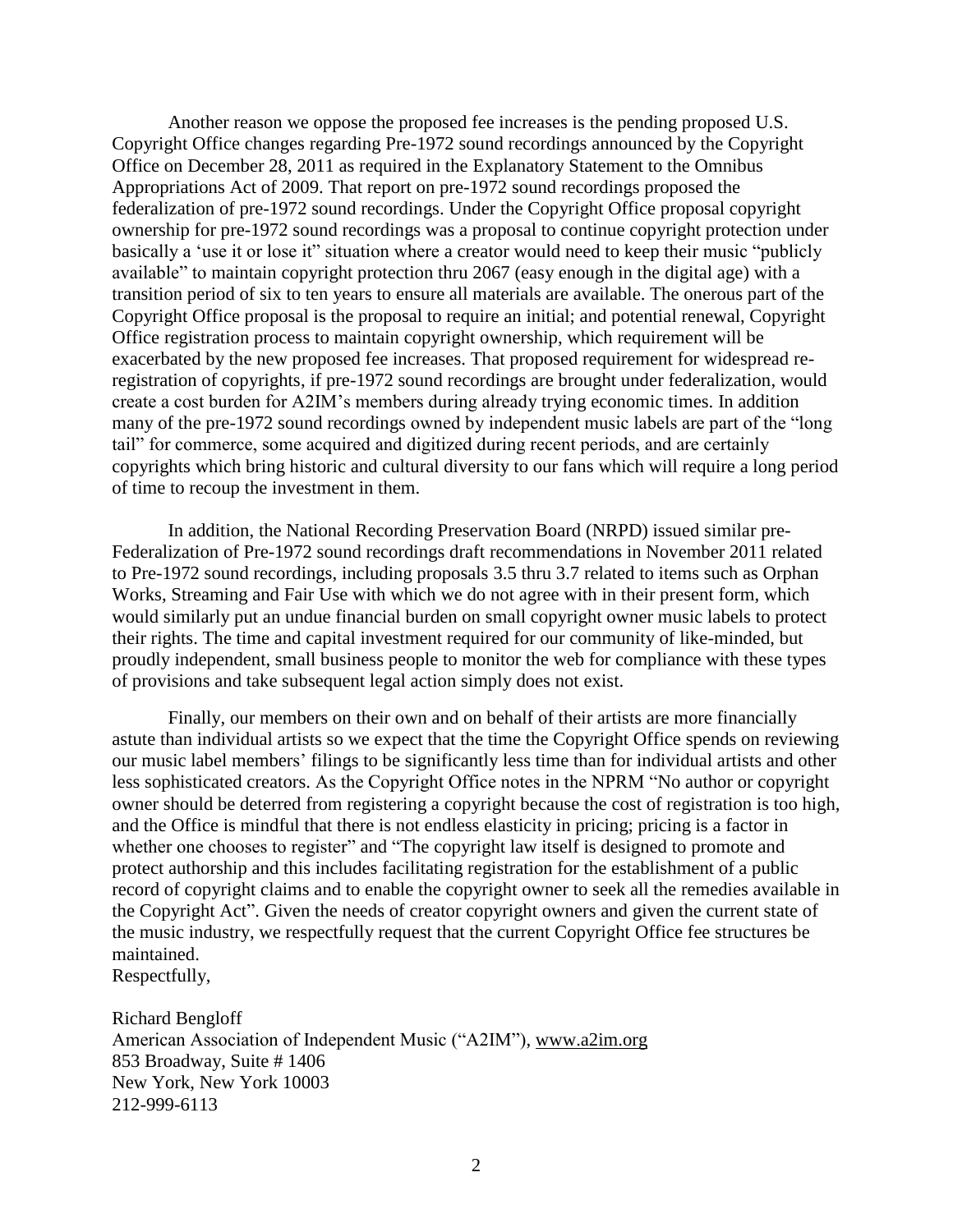Another reason we oppose the proposed fee increases is the pending proposed U.S. Copyright Office changes regarding Pre-1972 sound recordings announced by the Copyright Office on December 28, 2011 as required in the Explanatory Statement to the Omnibus Appropriations Act of 2009. That report on pre-1972 sound recordings proposed the federalization of pre-1972 sound recordings. Under the Copyright Office proposal copyright ownership for pre-1972 sound recordings was a proposal to continue copyright protection under basically a 'use it or lose it" situation where a creator would need to keep their music "publicly available" to maintain copyright protection thru 2067 (easy enough in the digital age) with a transition period of six to ten years to ensure all materials are available. The onerous part of the Copyright Office proposal is the proposal to require an initial; and potential renewal, Copyright Office registration process to maintain copyright ownership, which requirement will be exacerbated by the new proposed fee increases. That proposed requirement for widespread re-registration of copyrights, if pre-1972 sound recordings are brought under federalization, would create a cost burden for A2IM's members during already trying economic times. In addition many of the pre-1972 sound recordings owned by independent music labels are part of the "long tail" for commerce, some acquired and digitized during recent periods, and are certainly copyrights which bring historic and cultural diversity to our fans which will require a long period of time to recoup the investment in them.

In addition, the National Recording Preservation Board (NRPD) issued similar pre-Federalization of Pre-1972 sound recordings draft recommendations in November 2011 related to Pre-1972 sound recordings, including proposals 3.5 thru 3.7 related to items such as Orphan Works, Streaming and Fair Use with which we do not agree with in their present form, which would similarly put an undue financial burden on small copyright owner music labels to protect their rights. The time and capital investment required for our community of like-minded, but proudly independent, small business people to monitor the web for compliance with these types of provisions and take subsequent legal action simply does not exist.

Finally, our members on their own and on behalf of their artists are more financially astute than individual artists so we expect that the time the Copyright Office spends on reviewing our music label members' filings to be significantly less time than for individual artists and other less sophisticated creators. As the Copyright Office notes in the NPRM "No author or copyright owner should be deterred from registering a copyright because the cost of registration is too high, and the Office is mindful that there is not endless elasticity in pricing; pricing is a factor in whether one chooses to register" and "The copyright law itself is designed to promote and protect authorship and this includes facilitating registration for the establishment of a public record of copyright claims and to enable the copyright owner to seek all the remedies available in the Copyright Act". Given the needs of creator copyright owners and given the current state of the music industry, we respectfully request that the current Copyright Office fee structures be maintained.

Respectfully,

Richard Bengloff
American Association of Independent Music ("A2IM"), www.a2im.org
853 Broadway, Suite # 1406
New York, New York 10003
212-999-6113